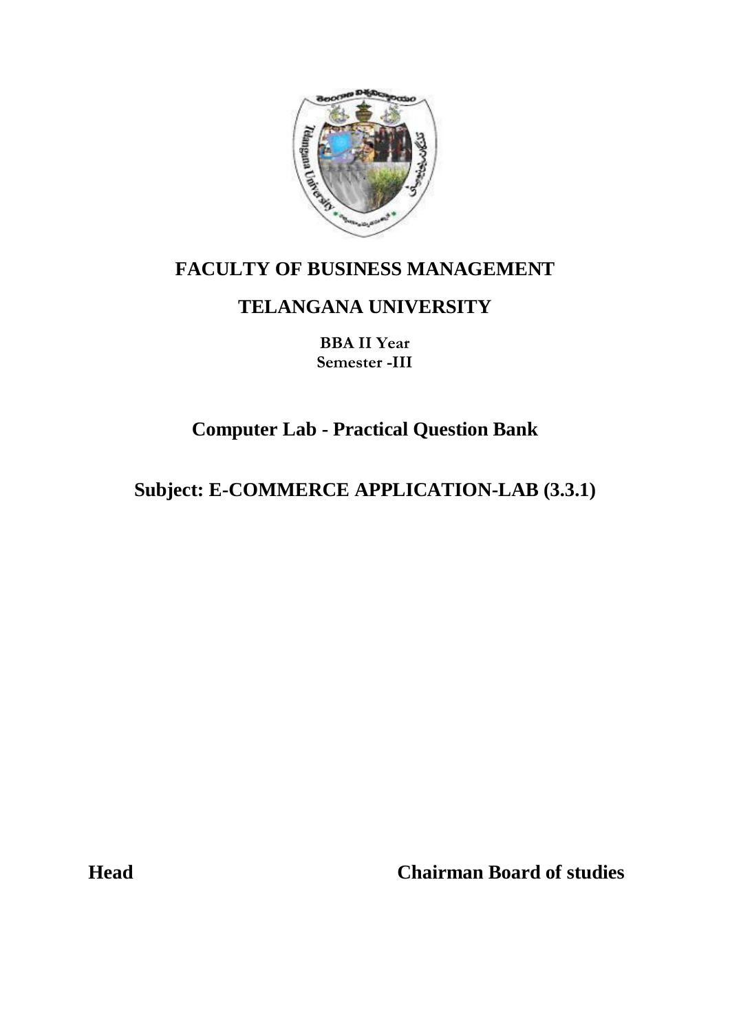# FACULTY OF BUSINESS MANAGEMENT

# TELANGANA UNIVERSITY

**BBA II Year**
**Semester -III**

## Computer Lab - Practical Question Bank

## Subject: E-COMMERCE APPLICATION-LAB (3.3.1)

**Head** **Chairman Board of studies**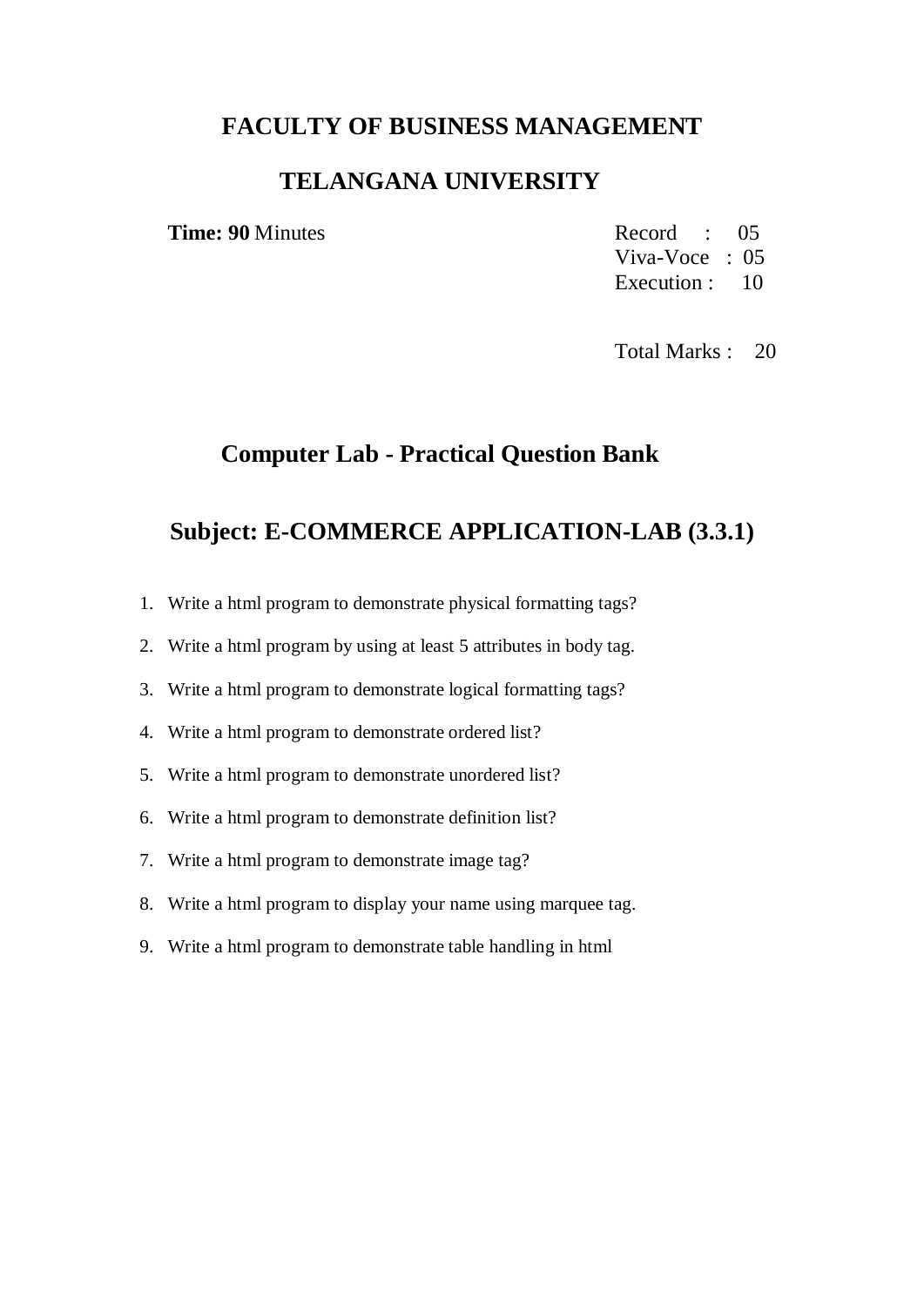# FACULTY OF BUSINESS MANAGEMENT

# TELANGANA UNIVERSITY

**Time: 90** Minutes

Record : 05
Viva-Voce : 05
Execution : 10

Total Marks : 20

## Computer Lab - Practical Question Bank

## Subject: E-COMMERCE APPLICATION-LAB (3.3.1)

1. Write a html program to demonstrate physical formatting tags?
2. Write a html program by using at least 5 attributes in body tag.
3. Write a html program to demonstrate logical formatting tags?
4. Write a html program to demonstrate ordered list?
5. Write a html program to demonstrate unordered list?
6. Write a html program to demonstrate definition list?
7. Write a html program to demonstrate image tag?
8. Write a html program to display your name using marquee tag.
9. Write a html program to demonstrate table handling in html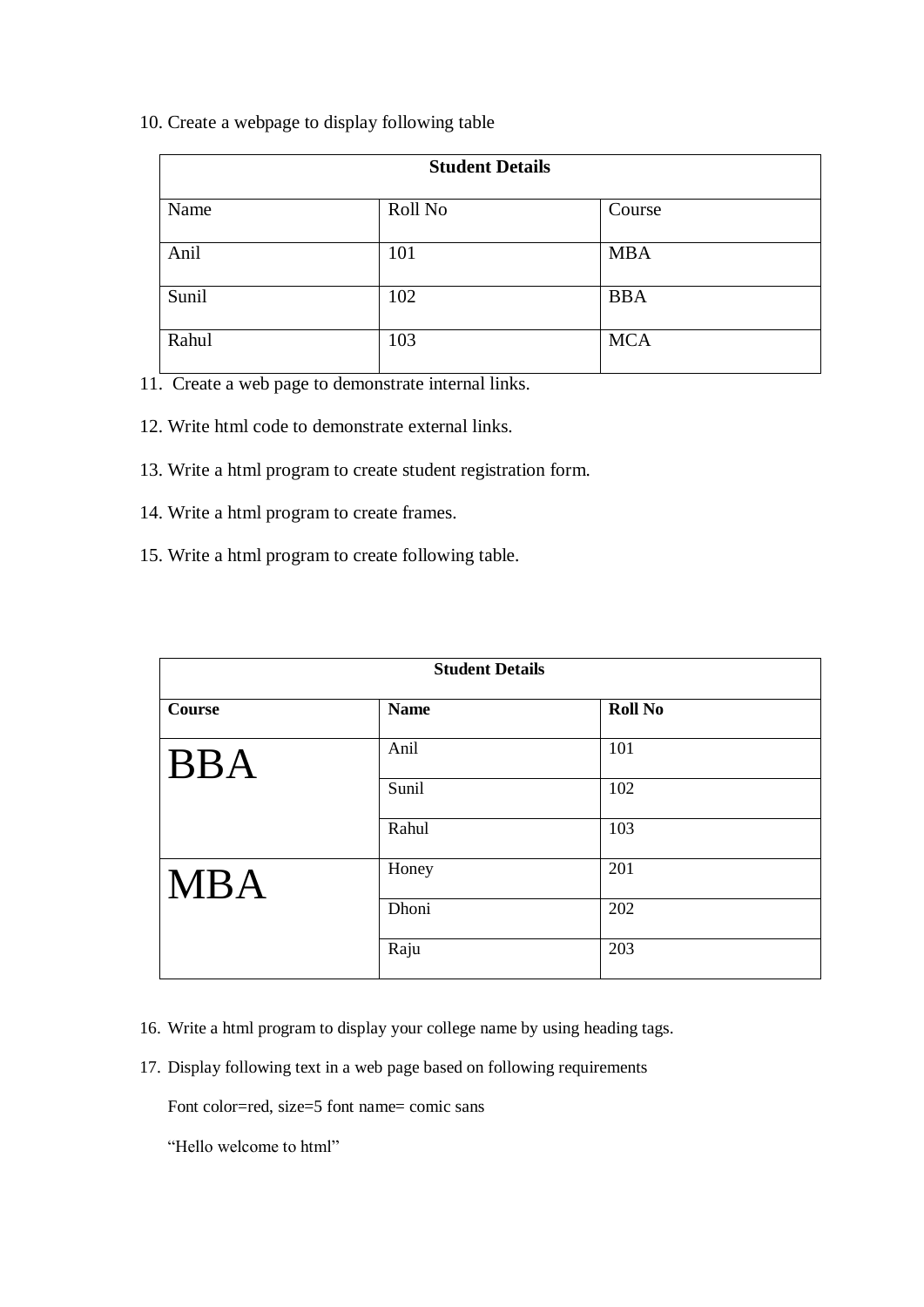10. Create a webpage to display following table

| **Student Details** | | |
|---|---|---|
| Name | Roll No | Course |
| Anil | 101 | MBA |
| Sunil | 102 | BBA |
| Rahul | 103 | MCA |

11. Create a web page to demonstrate internal links.

12. Write html code to demonstrate external links.

13. Write a html program to create student registration form.

14. Write a html program to create frames.

15. Write a html program to create following table.

| **Student Details** | | |
|---|---|---|
| **Course** | **Name** | **Roll No** |
| BBA | Anil | 101 |
| | Sunil | 102 |
| | Rahul | 103 |
| MBA | Honey | 201 |
| | Dhoni | 202 |
| | Raju | 203 |

16. Write a html program to display your college name by using heading tags.

17. Display following text in a web page based on following requirements

    Font color=red, size=5 font name= comic sans

    "Hello welcome to html"